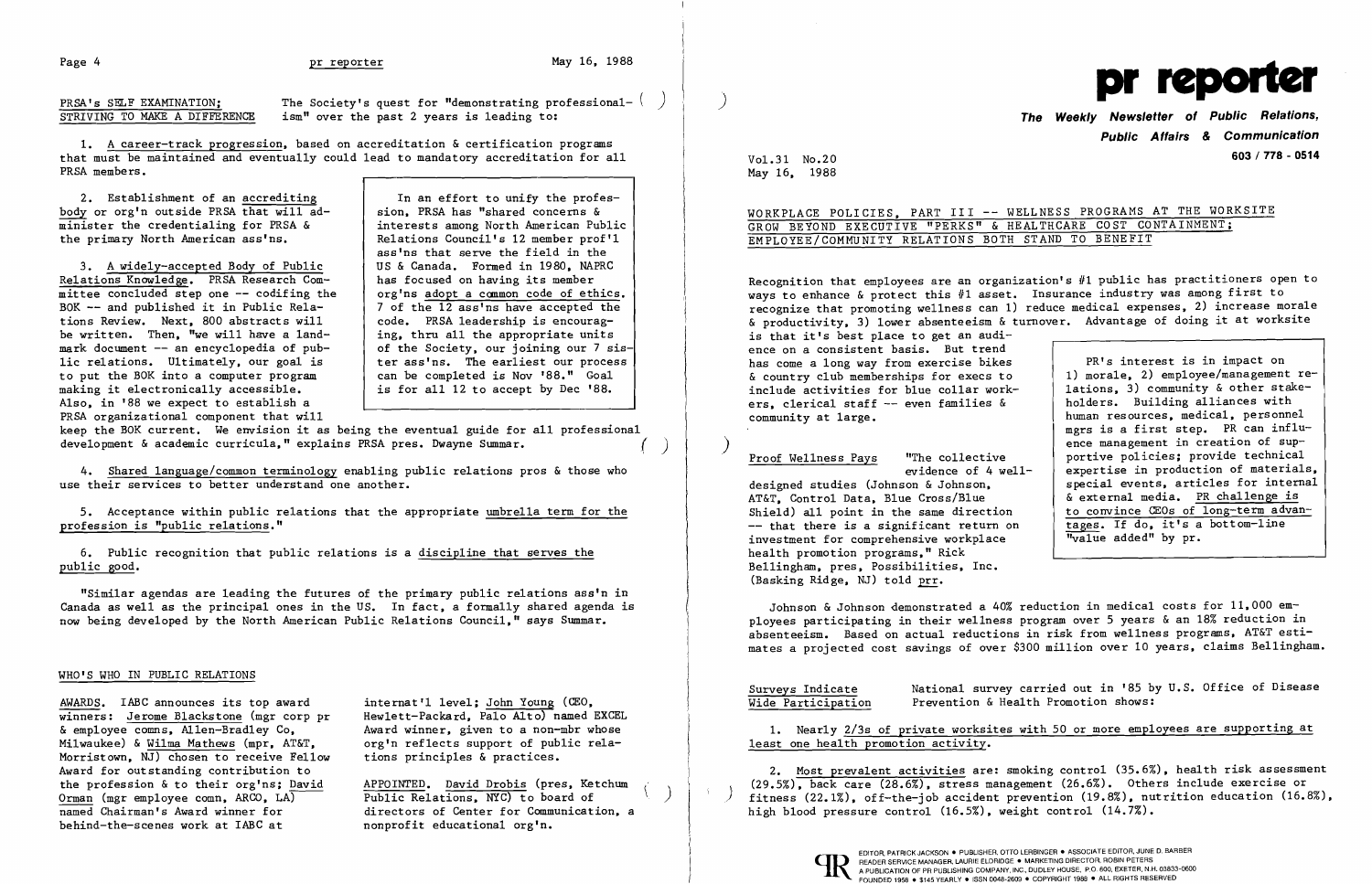## PRSA's SELF EXAMINATION; STRIVING TO MAKE A DIFFERENCE

The Society's quest for "demonstrating professionalism" over the past 2 years is leading to:

1. A career-track progression, based on accreditation & certification programs that must be maintained and eventually could lead to mandatory accreditation for all PRSA members.

2. Establishment of an accrediting body or org'n outside PRSA that will administer the credentialing for PRSA & the primary North American ass'ns.

3. A widely-accepted Body of Public Relations Knowledge. PRSA Research Committee concluded step one -- codifying the BOK -- and published it in Public Relations Review. Next, 800 abstracts will be written. Then, "we will have a landmark document -- an encyclopedia of public relations. Ultimately, our goal is to put the BOK into a computer program making it electronically accessible. Also, in '88 we expect to establish a PRSA organizational component that will keep the BOK current. We envision it as being the eventual guide for all professional development & academic curricula," explains PRSA pres. Dwayne Summar.

> In an effort to unify the profession, PRSA has "shared concerns & interests among North American Public Relations Council's 12 member prof'l ass'ns that serve the field in the US & Canada. Formed in 1980, NAPRC has focused on having its member org'ns adopt a common code of ethics. 7 of the 12 ass'ns have accepted the code. PRSA leadership is encouraging, thru all the appropriate units of the Society, our joining our 7 sister ass'ns. The earliest our process can be completed is Nov '88." Goal is for all 12 to accept by Dec '88.

4. Shared language/common terminology enabling public relations pros & those who use their services to better understand one another.

5. Acceptance within public relations that the appropriate umbrella term for the profession is "public relations."

6. Public recognition that public relations is a discipline that serves the public good.

"Similar agendas are leading the futures of the primary public relations ass'n in Canada as well as the principal ones in the US. In fact, a formally shared agenda is now being developed by the North American Public Relations Council," says Summar.

## WHO'S WHO IN PUBLIC RELATIONS

AWARDS. IABC announces its top award winners: Jerome Blackstone (mgr corp pr & employee comns, Allen-Bradley Co, Milwaukee) & Wilma Mathews (mpr, AT&T, Morristown, NJ) chosen to receive Fellow Award for outstanding contribution to the profession & to their org'ns; David Orman (mgr employee comn, ARCO, LA) named Chairman's Award winner for behind-the-scenes work at IABC at internat'l level; John Young (CEO, Hewlett-Packard, Palo Alto) named EXCEL Award winner, given to a non-mbr whose org'n reflects support of public relations principles & practices.

APPOINTED. David Drobis (pres, Ketchum Public Relations, NYC) to board of directors of Center for Communication, a nonprofit educational org'n.

# pr reporter

**The Weekly Newsletter of Public Relations, Public Affairs & Communication**

603 / 778 - 0514

Vol.31 No.20
May 16, 1988

## WORKPLACE POLICIES, PART III -- WELLNESS PROGRAMS AT THE WORKSITE GROW BEYOND EXECUTIVE "PERKS" & HEALTHCARE COST CONTAINMENT; EMPLOYEE/COMMUNITY RELATIONS BOTH STAND TO BENEFIT

Recognition that employees are an organization's #1 public has practitioners open to ways to enhance & protect this #1 asset. Insurance industry was among first to recognize that promoting wellness can 1) reduce medical expenses, 2) increase morale & productivity, 3) lower absenteeism & turnover. Advantage of doing it at worksite is that it's best place to get an audience on a consistent basis. But trend has come a long way from exercise bikes & country club memberships for execs to include activities for blue collar workers, clerical staff -- even families & community at large.

> PR's interest is in impact on 1) morale, 2) employee/management relations, 3) community & other stakeholders. Building alliances with human resources, medical, personnel mgrs is a first step. PR can influence management in creation of supportive policies; provide technical expertise in production of materials, special events, articles for internal & external media. PR challenge is to convince CEOs of long-term advantages. If do, it's a bottom-line "value added" by pr.

**Proof Wellness Pays** "The collective evidence of 4 well-designed studies (Johnson & Johnson, AT&T, Control Data, Blue Cross/Blue Shield) all point in the same direction -- that there is a significant return on investment for comprehensive workplace health promotion programs," Rick Bellingham, pres, Possibilities, Inc. (Basking Ridge, NJ) told prr.

Johnson & Johnson demonstrated a 40% reduction in medical costs for 11,000 employees participating in their wellness program over 5 years & an 18% reduction in absenteeism. Based on actual reductions in risk from wellness programs, AT&T estimates a projected cost savings of over $300 million over 10 years, claims Bellingham.

**Surveys Indicate Wide Participation** National survey carried out in '85 by U.S. Office of Disease Prevention & Health Promotion shows:

1. Nearly 2/3s of private worksites with 50 or more employees are supporting at least one health promotion activity.

2. Most prevalent activities are: smoking control (35.6%), health risk assessment (29.5%), back care (28.6%), stress management (26.6%). Others include exercise or fitness (22.1%), off-the-job accident prevention (19.8%), nutrition education (16.8%), high blood pressure control (16.5%), weight control (14.7%).

EDITOR, PATRICK JACKSON • PUBLISHER, OTTO LERBINGER • ASSOCIATE EDITOR, JUNE D. BARBER
READER SERVICE MANAGER, LAURIE ELDRIDGE • MARKETING DIRECTOR, ROBIN PETERS
A PUBLICATION OF PR PUBLISHING COMPANY, INC., DUDLEY HOUSE, P.O. 600, EXETER, N.H. 03833-0600
FOUNDED 1958 • $145 YEARLY • ISSN 0048-2609 • COPYRIGHT 1988 • ALL RIGHTS RESERVED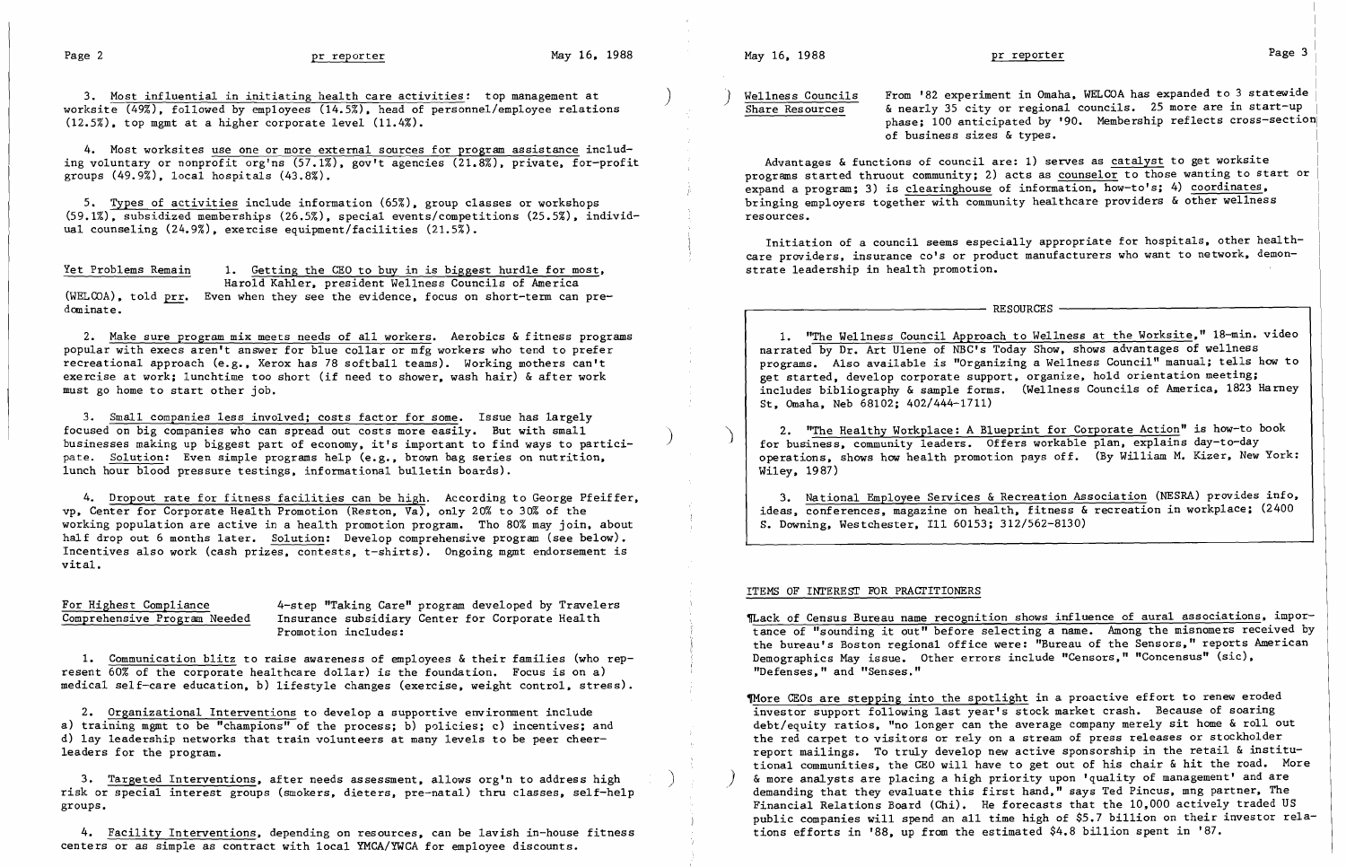3. Most influential in initiating health care activities: top management at worksite (49%), followed by employees (14.5%), head of personnel/employee relations (12.5%), top mgmt at a higher corporate level (11.4%).

4. Most worksites use one or more external sources for program assistance including voluntary or nonprofit org'ns (57.1%), gov't agencies (21.8%), private, for-profit groups (49.9%), local hospitals (43.8%).

5. Types of activities include information (65%), group classes or workshops (59.1%), subsidized memberships (26.5%), special events/competitions (25.5%), individual counseling (24.9%), exercise equipment/facilities (21.5%).

**Yet Problems Remain**

1. Getting the CEO to buy in is biggest hurdle for most, Harold Kahler, president Wellness Councils of America (WELCOA), told prr. Even when they see the evidence, focus on short-term can predominate.

2. Make sure program mix meets needs of all workers. Aerobics & fitness programs popular with execs aren't answer for blue collar or mfg workers who tend to prefer recreational approach (e.g., Xerox has 78 softball teams). Working mothers can't exercise at work; lunchtime too short (if need to shower, wash hair) & after work must go home to start other job.

3. Small companies less involved; costs factor for some. Issue has largely focused on big companies who can spread out costs more easily. But with small businesses making up biggest part of economy, it's important to find ways to participate. Solution: Even simple programs help (e.g., brown bag series on nutrition, lunch hour blood pressure testings, informational bulletin boards).

4. Dropout rate for fitness facilities can be high. According to George Pfeiffer, vp, Center for Corporate Health Promotion (Reston, Va), only 20% to 30% of the working population are active in a health promotion program. Tho 80% may join, about half drop out 6 months later. Solution: Develop comprehensive program (see below). Incentives also work (cash prizes, contests, t-shirts). Ongoing mgmt endorsement is vital.

**For Highest Compliance Comprehensive Program Needed**

4-step "Taking Care" program developed by Travelers Insurance subsidiary Center for Corporate Health Promotion includes:

1. Communication blitz to raise awareness of employees & their families (who represent 60% of the corporate healthcare dollar) is the foundation. Focus is on a) medical self-care education, b) lifestyle changes (exercise, weight control, stress).

2. Organizational Interventions to develop a supportive environment include a) training mgmt to be "champions" of the process; b) policies; c) incentives; and d) lay leadership networks that train volunteers at many levels to be peer cheerleaders for the program.

3. Targeted Interventions, after needs assessment, allows org'n to address high risk or special interest groups (smokers, dieters, pre-natal) thru classes, self-help groups.

4. Facility Interventions, depending on resources, can be lavish in-house fitness centers or as simple as contract with local YMCA/YWCA for employee discounts.

**Wellness Councils Share Resources**

From '82 experiment in Omaha, WELCOA has expanded to 3 statewide & nearly 35 city or regional councils. 25 more are in start-up phase; 100 anticipated by '90. Membership reflects cross-section of business sizes & types.

Advantages & functions of council are: 1) serves as catalyst to get worksite programs started thruout community; 2) acts as counselor to those wanting to start or expand a program; 3) is clearinghouse of information, how-to's; 4) coordinates, bringing employers together with community healthcare providers & other wellness resources.

Initiation of a council seems especially appropriate for hospitals, other healthcare providers, insurance co's or product manufacturers who want to network, demonstrate leadership in health promotion.

**RESOURCES**

1. "The Wellness Council Approach to Wellness at the Worksite," 18-min. video narrated by Dr. Art Ulene of NBC's Today Show, shows advantages of wellness programs. Also available is "Organizing a Wellness Council" manual; tells how to get started, develop corporate support, organize, hold orientation meeting; includes bibliography & sample forms. (Wellness Councils of America, 1823 Harney St, Omaha, Neb 68102; 402/444-1711)

2. "The Healthy Workplace: A Blueprint for Corporate Action" is how-to book for business, community leaders. Offers workable plan, explains day-to-day operations, shows how health promotion pays off. (By William M. Kizer, New York: Wiley, 1987)

3. National Employee Services & Recreation Association (NESRA) provides info, ideas, conferences, magazine on health, fitness & recreation in workplace; (2400 S. Downing, Westchester, Ill 60153; 312/562-8130)

## ITEMS OF INTEREST FOR PRACTITIONERS

¶Lack of Census Bureau name recognition shows influence of aural associations, importance of "sounding it out" before selecting a name. Among the misnomers received by the bureau's Boston regional office were: "Bureau of the Sensors," reports American Demographics May issue. Other errors include "Censors," "Concensus" (sic), "Defenses," and "Senses."

¶More CEOs are stepping into the spotlight in a proactive effort to renew eroded investor support following last year's stock market crash. Because of soaring debt/equity ratios, "no longer can the average company merely sit home & roll out the red carpet to visitors or rely on a stream of press releases or stockholder report mailings. To truly develop new active sponsorship in the retail & institutional communities, the CEO will have to get out of his chair & hit the road. More & more analysts are placing a high priority upon 'quality of management' and are demanding that they evaluate this first hand," says Ted Pincus, mng partner, The Financial Relations Board (Chi). He forecasts that the 10,000 actively traded US public companies will spend an all time high of $5.7 billion on their investor relations efforts in '88, up from the estimated $4.8 billion spent in '87.